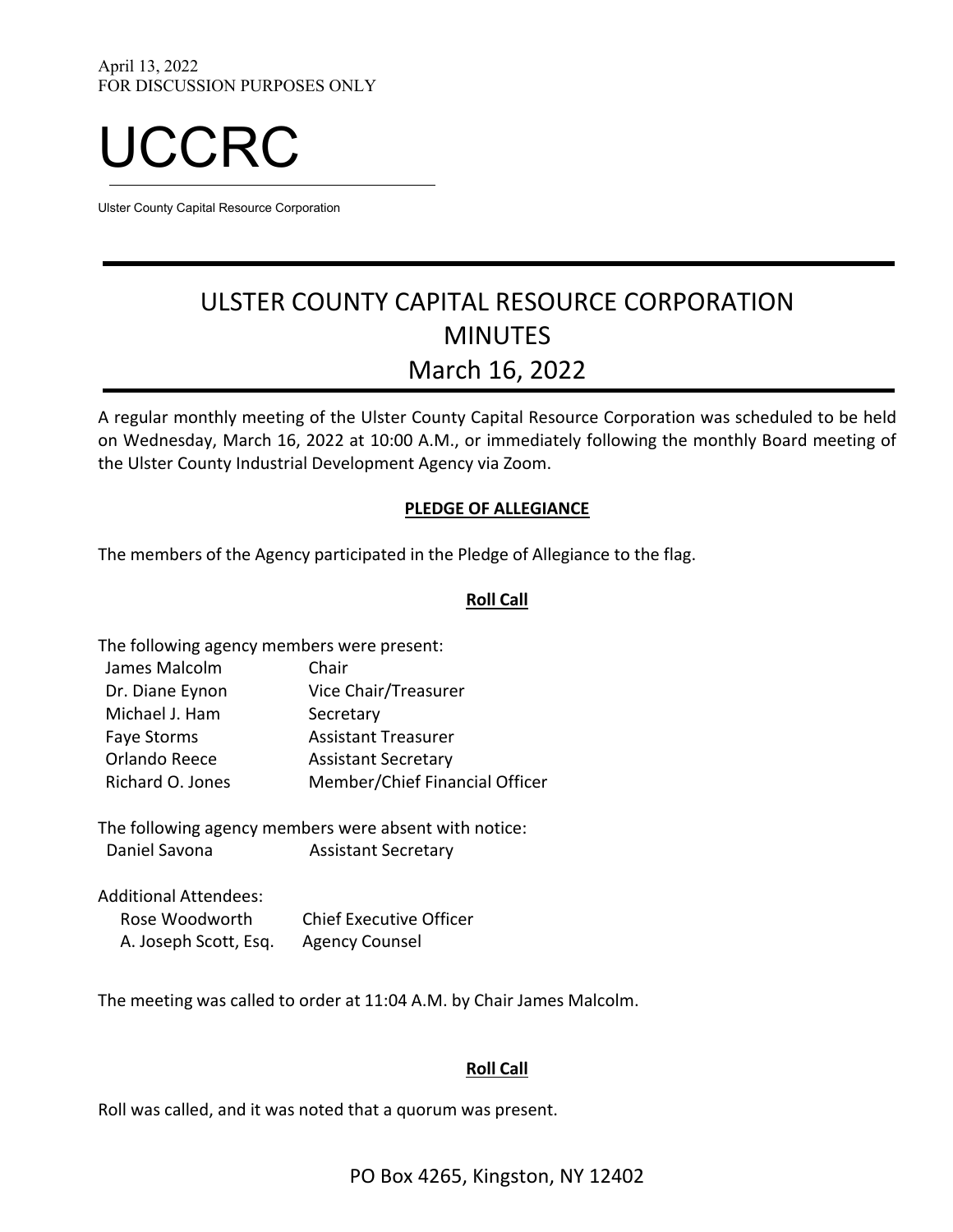April 13, 2022
FOR DISCUSSION PURPOSES ONLY

# UCCRC

Ulster County Capital Resource Corporation

## ULSTER COUNTY CAPITAL RESOURCE CORPORATION MINUTES March 16, 2022

A regular monthly meeting of the Ulster County Capital Resource Corporation was scheduled to be held on Wednesday, March 16, 2022 at 10:00 A.M., or immediately following the monthly Board meeting of the Ulster County Industrial Development Agency via Zoom.

### PLEDGE OF ALLEGIANCE

The members of the Agency participated in the Pledge of Allegiance to the flag.

### Roll Call

The following agency members were present:

| | |
|---|---|
| James Malcolm | Chair |
| Dr. Diane Eynon | Vice Chair/Treasurer |
| Michael J. Ham | Secretary |
| Faye Storms | Assistant Treasurer |
| Orlando Reece | Assistant Secretary |
| Richard O. Jones | Member/Chief Financial Officer |

The following agency members were absent with notice:

| | |
|---|---|
| Daniel Savona | Assistant Secretary |

Additional Attendees:

| | |
|---|---|
| Rose Woodworth | Chief Executive Officer |
| A. Joseph Scott, Esq. | Agency Counsel |

The meeting was called to order at 11:04 A.M. by Chair James Malcolm.

### Roll Call

Roll was called, and it was noted that a quorum was present.

PO Box 4265, Kingston, NY 12402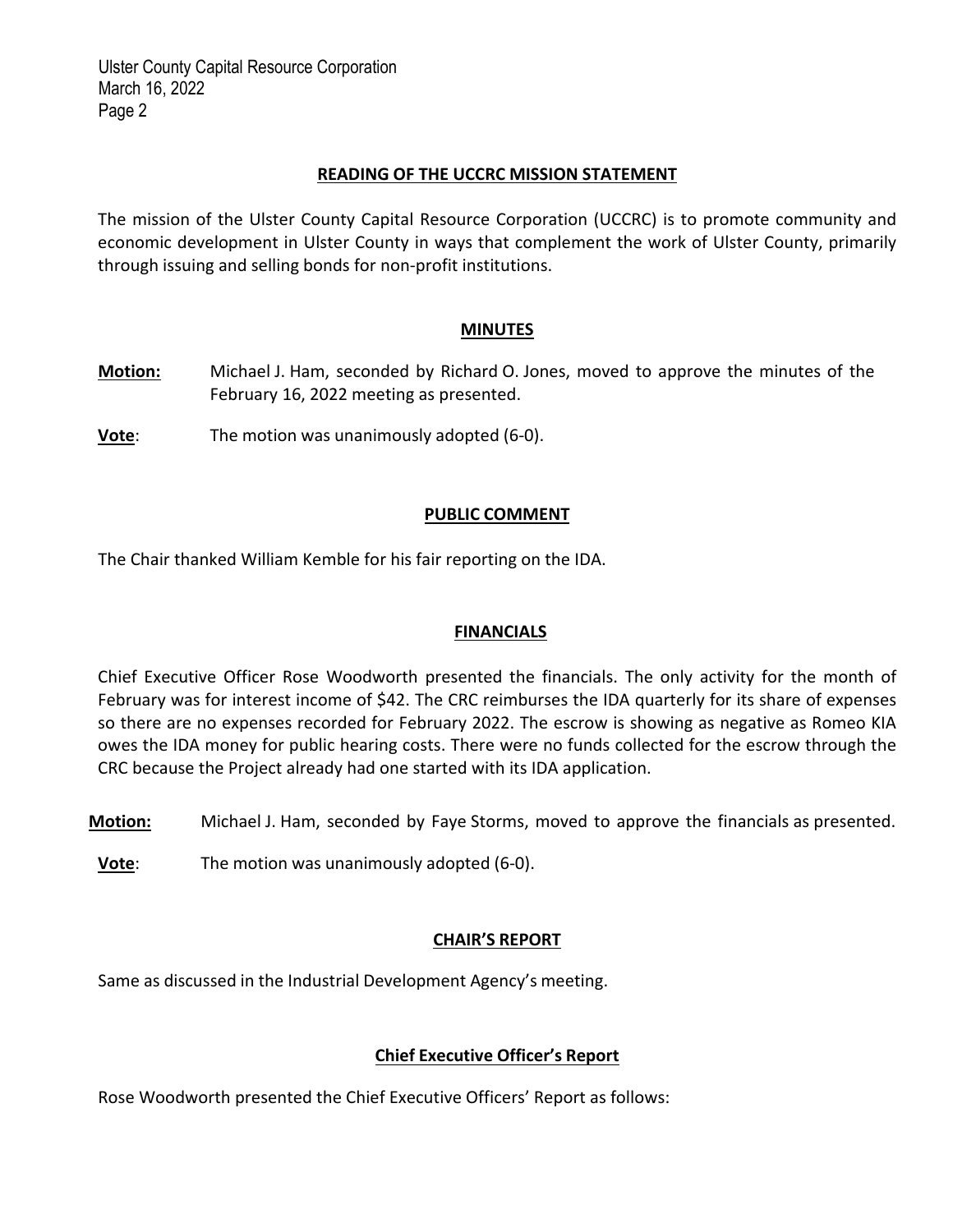## READING OF THE UCCRC MISSION STATEMENT

The mission of the Ulster County Capital Resource Corporation (UCCRC) is to promote community and economic development in Ulster County in ways that complement the work of Ulster County, primarily through issuing and selling bonds for non-profit institutions.

## MINUTES

**Motion:** Michael J. Ham, seconded by Richard O. Jones, moved to approve the minutes of the February 16, 2022 meeting as presented.

**Vote**: The motion was unanimously adopted (6-0).

## PUBLIC COMMENT

The Chair thanked William Kemble for his fair reporting on the IDA.

## FINANCIALS

Chief Executive Officer Rose Woodworth presented the financials. The only activity for the month of February was for interest income of $42. The CRC reimburses the IDA quarterly for its share of expenses so there are no expenses recorded for February 2022. The escrow is showing as negative as Romeo KIA owes the IDA money for public hearing costs. There were no funds collected for the escrow through the CRC because the Project already had one started with its IDA application.

**Motion:** Michael J. Ham, seconded by Faye Storms, moved to approve the financials as presented.

**Vote**: The motion was unanimously adopted (6-0).

## CHAIR'S REPORT

Same as discussed in the Industrial Development Agency's meeting.

## Chief Executive Officer's Report

Rose Woodworth presented the Chief Executive Officers' Report as follows: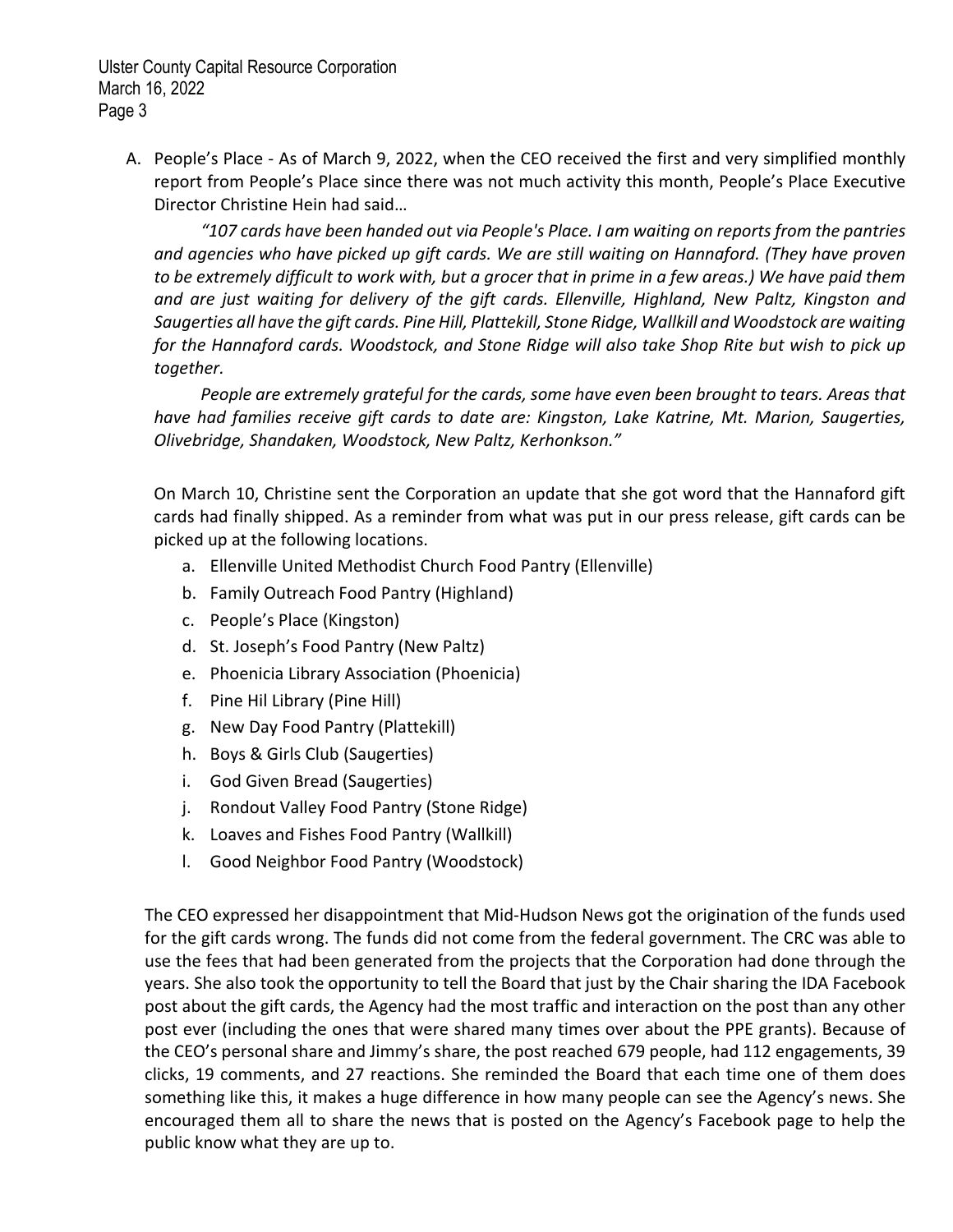A. People's Place - As of March 9, 2022, when the CEO received the first and very simplified monthly report from People's Place since there was not much activity this month, People's Place Executive Director Christine Hein had said…

   *"107 cards have been handed out via People's Place. I am waiting on reports from the pantries and agencies who have picked up gift cards. We are still waiting on Hannaford. (They have proven to be extremely difficult to work with, but a grocer that in prime in a few areas.) We have paid them and are just waiting for delivery of the gift cards. Ellenville, Highland, New Paltz, Kingston and Saugerties all have the gift cards. Pine Hill, Plattekill, Stone Ridge, Wallkill and Woodstock are waiting for the Hannaford cards. Woodstock, and Stone Ridge will also take Shop Rite but wish to pick up together.*

   *People are extremely grateful for the cards, some have even been brought to tears. Areas that have had families receive gift cards to date are: Kingston, Lake Katrine, Mt. Marion, Saugerties, Olivebridge, Shandaken, Woodstock, New Paltz, Kerhonkson."*

   On March 10, Christine sent the Corporation an update that she got word that the Hannaford gift cards had finally shipped. As a reminder from what was put in our press release, gift cards can be picked up at the following locations.

   a. Ellenville United Methodist Church Food Pantry (Ellenville)
   b. Family Outreach Food Pantry (Highland)
   c. People's Place (Kingston)
   d. St. Joseph's Food Pantry (New Paltz)
   e. Phoenicia Library Association (Phoenicia)
   f. Pine Hil Library (Pine Hill)
   g. New Day Food Pantry (Plattekill)
   h. Boys & Girls Club (Saugerties)
   i. God Given Bread (Saugerties)
   j. Rondout Valley Food Pantry (Stone Ridge)
   k. Loaves and Fishes Food Pantry (Wallkill)
   l. Good Neighbor Food Pantry (Woodstock)

   The CEO expressed her disappointment that Mid-Hudson News got the origination of the funds used for the gift cards wrong. The funds did not come from the federal government. The CRC was able to use the fees that had been generated from the projects that the Corporation had done through the years. She also took the opportunity to tell the Board that just by the Chair sharing the IDA Facebook post about the gift cards, the Agency had the most traffic and interaction on the post than any other post ever (including the ones that were shared many times over about the PPE grants). Because of the CEO's personal share and Jimmy's share, the post reached 679 people, had 112 engagements, 39 clicks, 19 comments, and 27 reactions. She reminded the Board that each time one of them does something like this, it makes a huge difference in how many people can see the Agency's news. She encouraged them all to share the news that is posted on the Agency's Facebook page to help the public know what they are up to.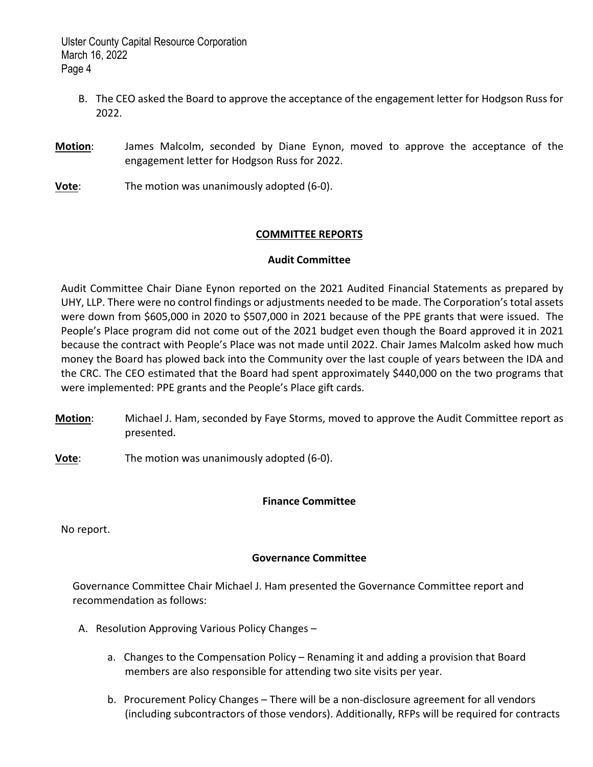B. The CEO asked the Board to approve the acceptance of the engagement letter for Hodgson Russ for 2022.

**Motion**: James Malcolm, seconded by Diane Eynon, moved to approve the acceptance of the engagement letter for Hodgson Russ for 2022.

**Vote**: The motion was unanimously adopted (6-0).

## COMMITTEE REPORTS

### Audit Committee

Audit Committee Chair Diane Eynon reported on the 2021 Audited Financial Statements as prepared by UHY, LLP. There were no control findings or adjustments needed to be made. The Corporation's total assets were down from $605,000 in 2020 to $507,000 in 2021 because of the PPE grants that were issued. The People's Place program did not come out of the 2021 budget even though the Board approved it in 2021 because the contract with People's Place was not made until 2022. Chair James Malcolm asked how much money the Board has plowed back into the Community over the last couple of years between the IDA and the CRC. The CEO estimated that the Board had spent approximately $440,000 on the two programs that were implemented: PPE grants and the People's Place gift cards.

**Motion**: Michael J. Ham, seconded by Faye Storms, moved to approve the Audit Committee report as presented.

**Vote**: The motion was unanimously adopted (6-0).

### Finance Committee

No report.

### Governance Committee

Governance Committee Chair Michael J. Ham presented the Governance Committee report and recommendation as follows:

A. Resolution Approving Various Policy Changes –

   a. Changes to the Compensation Policy – Renaming it and adding a provision that Board members are also responsible for attending two site visits per year.

   b. Procurement Policy Changes – There will be a non-disclosure agreement for all vendors (including subcontractors of those vendors). Additionally, RFPs will be required for contracts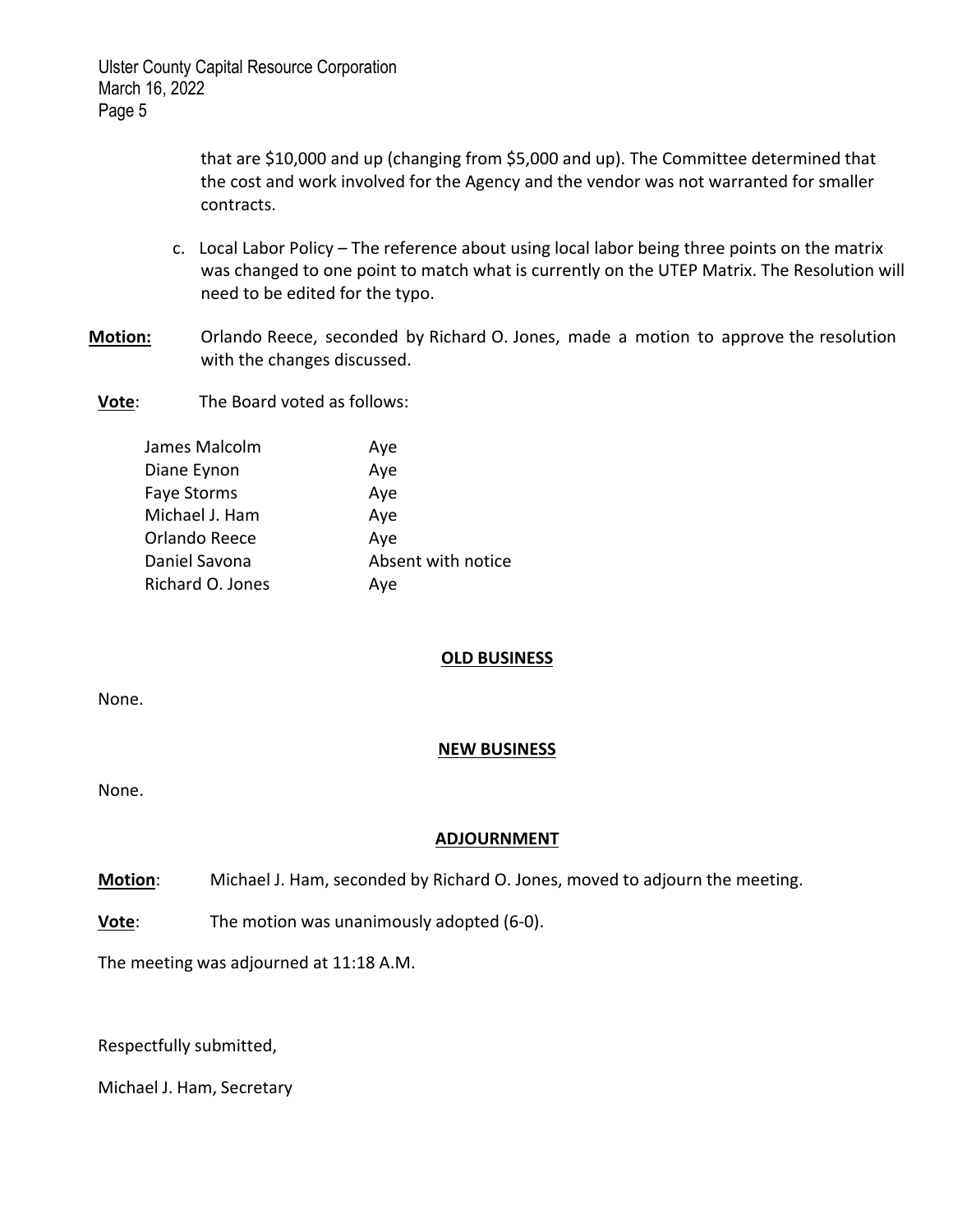that are $10,000 and up (changing from $5,000 and up). The Committee determined that the cost and work involved for the Agency and the vendor was not warranted for smaller contracts.

c. Local Labor Policy – The reference about using local labor being three points on the matrix was changed to one point to match what is currently on the UTEP Matrix. The Resolution will need to be edited for the typo.

**Motion:** Orlando Reece, seconded by Richard O. Jones, made a motion to approve the resolution with the changes discussed.

**Vote**: The Board voted as follows:

| | |
|---|---|
| James Malcolm | Aye |
| Diane Eynon | Aye |
| Faye Storms | Aye |
| Michael J. Ham | Aye |
| Orlando Reece | Aye |
| Daniel Savona | Absent with notice |
| Richard O. Jones | Aye |

## OLD BUSINESS

None.

## NEW BUSINESS

None.

## ADJOURNMENT

**Motion**: Michael J. Ham, seconded by Richard O. Jones, moved to adjourn the meeting.

**Vote**: The motion was unanimously adopted (6-0).

The meeting was adjourned at 11:18 A.M.

Respectfully submitted,

Michael J. Ham, Secretary